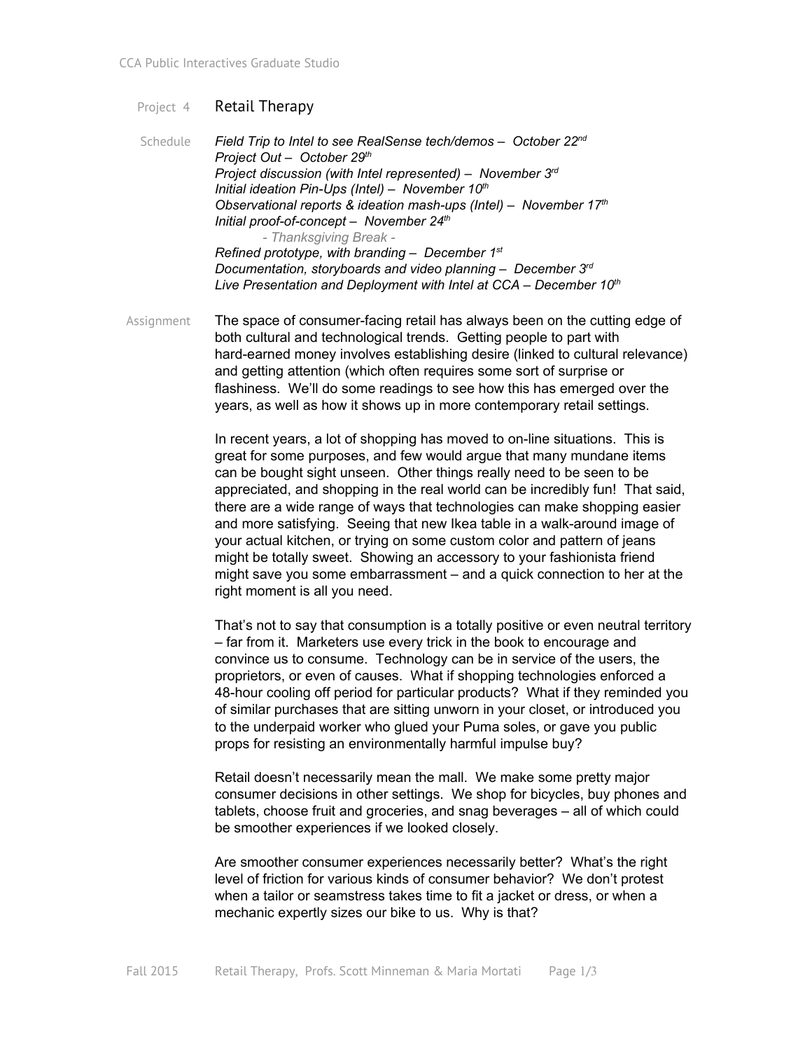# Project 4 — Retail Therapy

**Schedule**

*Field Trip to Intel to see RealSense tech/demos – October 22nd*
*Project Out – October 29th*
*Project discussion (with Intel represented) – November 3rd*
*Initial ideation Pin-Ups (Intel) – November 10th*
*Observational reports & ideation mash-ups (Intel) – November 17th*
*Initial proof-of-concept – November 24th*
*- Thanksgiving Break -*
*Refined prototype, with branding – December 1st*
*Documentation, storyboards and video planning – December 3rd*
*Live Presentation and Deployment with Intel at CCA – December 10th*

**Assignment**

The space of consumer-facing retail has always been on the cutting edge of both cultural and technological trends. Getting people to part with hard-earned money involves establishing desire (linked to cultural relevance) and getting attention (which often requires some sort of surprise or flashiness. We'll do some readings to see how this has emerged over the years, as well as how it shows up in more contemporary retail settings.

In recent years, a lot of shopping has moved to on-line situations. This is great for some purposes, and few would argue that many mundane items can be bought sight unseen. Other things really need to be seen to be appreciated, and shopping in the real world can be incredibly fun! That said, there are a wide range of ways that technologies can make shopping easier and more satisfying. Seeing that new Ikea table in a walk-around image of your actual kitchen, or trying on some custom color and pattern of jeans might be totally sweet. Showing an accessory to your fashionista friend might save you some embarrassment – and a quick connection to her at the right moment is all you need.

That's not to say that consumption is a totally positive or even neutral territory – far from it. Marketers use every trick in the book to encourage and convince us to consume. Technology can be in service of the users, the proprietors, or even of causes. What if shopping technologies enforced a 48-hour cooling off period for particular products? What if they reminded you of similar purchases that are sitting unworn in your closet, or introduced you to the underpaid worker who glued your Puma soles, or gave you public props for resisting an environmentally harmful impulse buy?

Retail doesn't necessarily mean the mall. We make some pretty major consumer decisions in other settings. We shop for bicycles, buy phones and tablets, choose fruit and groceries, and snag beverages – all of which could be smoother experiences if we looked closely.

Are smoother consumer experiences necessarily better? What's the right level of friction for various kinds of consumer behavior? We don't protest when a tailor or seamstress takes time to fit a jacket or dress, or when a mechanic expertly sizes our bike to us. Why is that?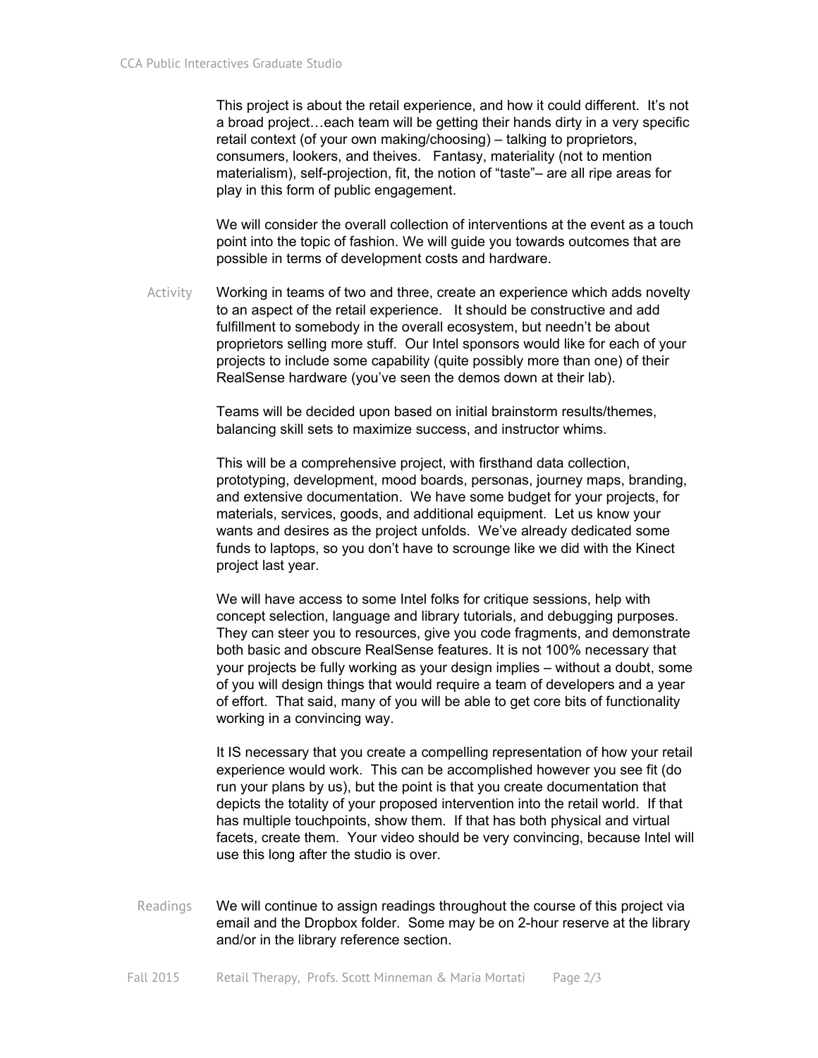This project is about the retail experience, and how it could different. It's not a broad project…each team will be getting their hands dirty in a very specific retail context (of your own making/choosing) – talking to proprietors, consumers, lookers, and theives. Fantasy, materiality (not to mention materialism), self-projection, fit, the notion of "taste"– are all ripe areas for play in this form of public engagement.

We will consider the overall collection of interventions at the event as a touch point into the topic of fashion. We will guide you towards outcomes that are possible in terms of development costs and hardware.

**Activity**

Working in teams of two and three, create an experience which adds novelty to an aspect of the retail experience. It should be constructive and add fulfillment to somebody in the overall ecosystem, but needn't be about proprietors selling more stuff. Our Intel sponsors would like for each of your projects to include some capability (quite possibly more than one) of their RealSense hardware (you've seen the demos down at their lab).

Teams will be decided upon based on initial brainstorm results/themes, balancing skill sets to maximize success, and instructor whims.

This will be a comprehensive project, with firsthand data collection, prototyping, development, mood boards, personas, journey maps, branding, and extensive documentation. We have some budget for your projects, for materials, services, goods, and additional equipment. Let us know your wants and desires as the project unfolds. We've already dedicated some funds to laptops, so you don't have to scrounge like we did with the Kinect project last year.

We will have access to some Intel folks for critique sessions, help with concept selection, language and library tutorials, and debugging purposes. They can steer you to resources, give you code fragments, and demonstrate both basic and obscure RealSense features. It is not 100% necessary that your projects be fully working as your design implies – without a doubt, some of you will design things that would require a team of developers and a year of effort. That said, many of you will be able to get core bits of functionality working in a convincing way.

It IS necessary that you create a compelling representation of how your retail experience would work. This can be accomplished however you see fit (do run your plans by us), but the point is that you create documentation that depicts the totality of your proposed intervention into the retail world. If that has multiple touchpoints, show them. If that has both physical and virtual facets, create them. Your video should be very convincing, because Intel will use this long after the studio is over.

**Readings**

We will continue to assign readings throughout the course of this project via email and the Dropbox folder. Some may be on 2-hour reserve at the library and/or in the library reference section.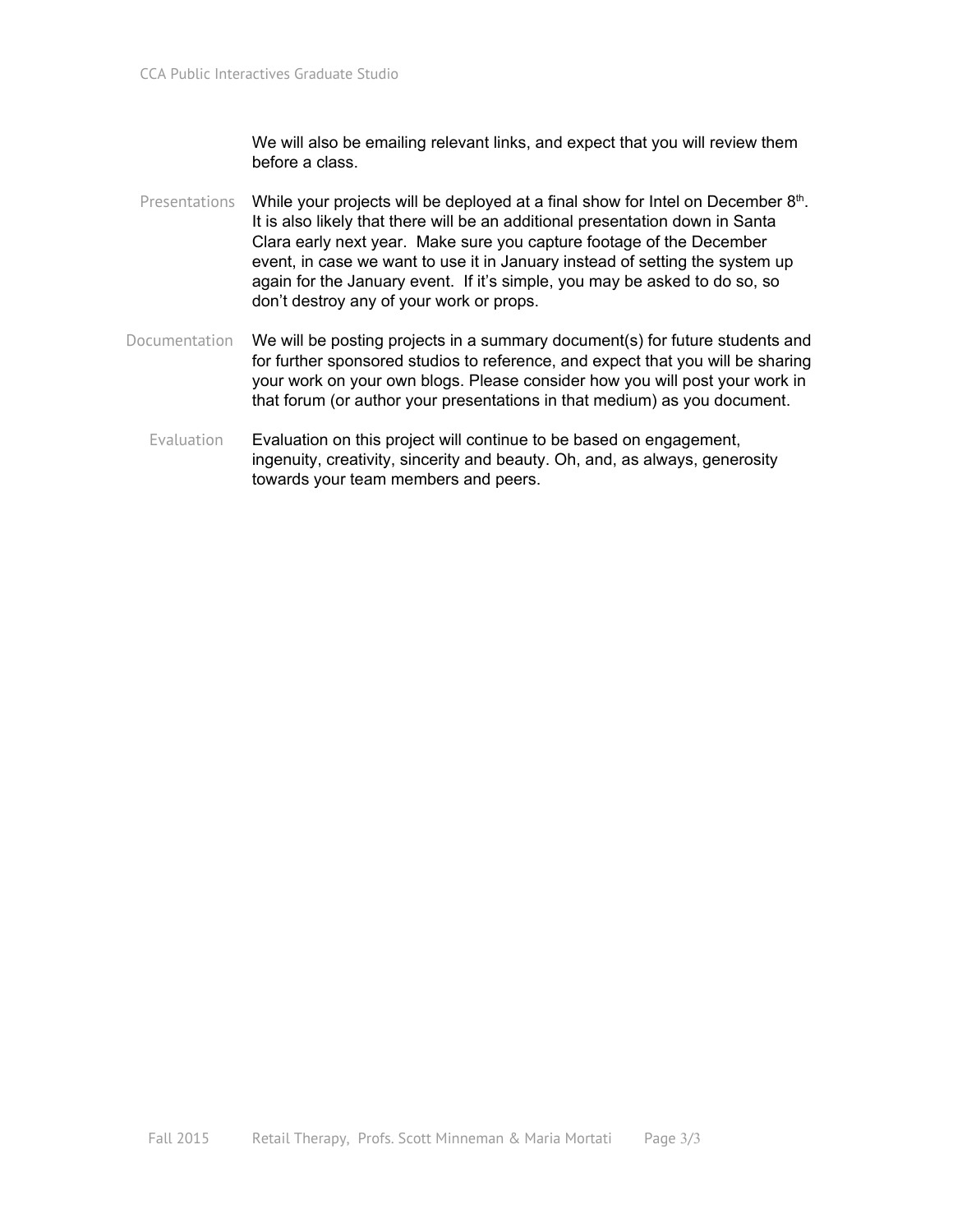We will also be emailing relevant links, and expect that you will review them before a class.

**Presentations**

While your projects will be deployed at a final show for Intel on December 8th. It is also likely that there will be an additional presentation down in Santa Clara early next year. Make sure you capture footage of the December event, in case we want to use it in January instead of setting the system up again for the January event. If it's simple, you may be asked to do so, so don't destroy any of your work or props.

**Documentation**

We will be posting projects in a summary document(s) for future students and for further sponsored studios to reference, and expect that you will be sharing your work on your own blogs. Please consider how you will post your work in that forum (or author your presentations in that medium) as you document.

**Evaluation**

Evaluation on this project will continue to be based on engagement, ingenuity, creativity, sincerity and beauty. Oh, and, as always, generosity towards your team members and peers.